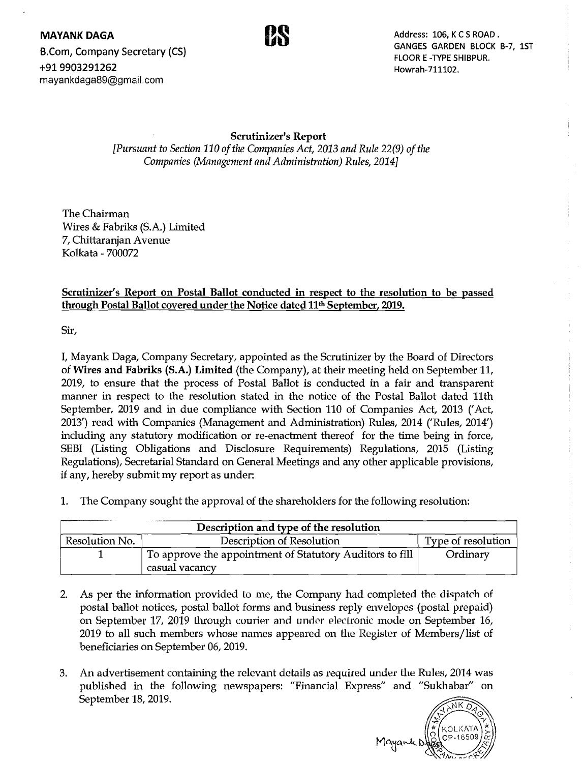**MAYANK DAGA**
B.Com, Company Secretary (CS)
+91 9903291262
mayankdaga89@gmail.com

Address: 106, K C S ROAD. GANGES GARDEN BLOCK B-7, 1ST FLOOR E -TYPE SHIBPUR. Howrah-711102.

# Scrutinizer's Report

*[Pursuant to Section 110 of the Companies Act, 2013 and Rule 22(9) of the Companies (Management and Administration) Rules, 2014]*

The Chairman
Wires & Fabriks (S.A.) Limited
7, Chittaranjan Avenue
Kolkata - 700072

**Scrutinizer's Report on Postal Ballot conducted in respect to the resolution to be passed through Postal Ballot covered under the Notice dated 11th September, 2019.**

Sir,

I, Mayank Daga, Company Secretary, appointed as the Scrutinizer by the Board of Directors of **Wires and Fabriks (S.A.) Limited** (the Company), at their meeting held on September 11, 2019, to ensure that the process of Postal Ballot is conducted in a fair and transparent manner in respect to the resolution stated in the notice of the Postal Ballot dated 11th September, 2019 and in due compliance with Section 110 of Companies Act, 2013 ('Act, 2013') read with Companies (Management and Administration) Rules, 2014 ('Rules, 2014') including any statutory modification or re-enactment thereof for the time being in force, SEBI (Listing Obligations and Disclosure Requirements) Regulations, 2015 (Listing Regulations), Secretarial Standard on General Meetings and any other applicable provisions, if any, hereby submit my report as under:

1. The Company sought the approval of the shareholders for the following resolution:

| Description and type of the resolution | | |
|---|---|---|
| Resolution No. | Description of Resolution | Type of resolution |
| 1 | To approve the appointment of Statutory Auditors to fill casual vacancy | Ordinary |

2. As per the information provided to me, the Company had completed the dispatch of postal ballot notices, postal ballot forms and business reply envelopes (postal prepaid) on September 17, 2019 through courier and under electronic mode on September 16, 2019 to all such members whose names appeared on the Register of Members/list of beneficiaries on September 06, 2019.

3. An advertisement containing the relevant details as required under the Rules, 2014 was published in the following newspapers: "Financial Express" and "Sukhabar" on September 18, 2019.

MAYANK DAGA KOLKATA CP-16509 COMPANY SECRETARY

Mayank Daga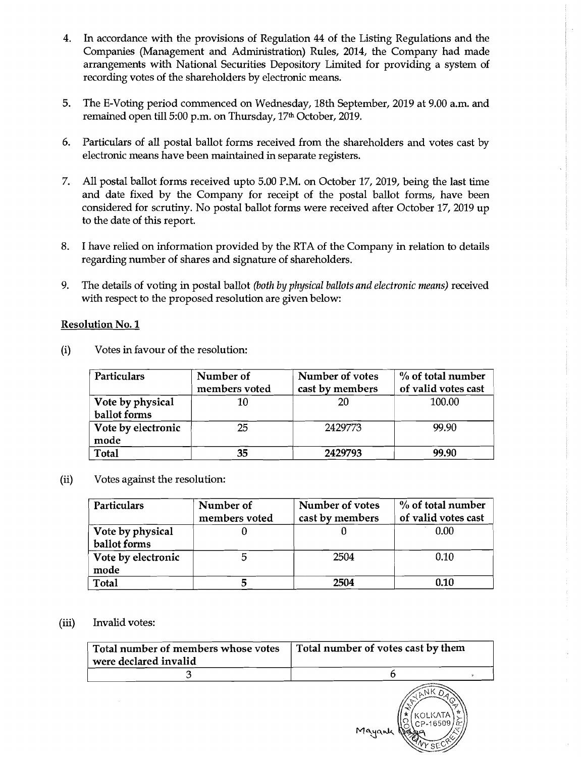4. In accordance with the provisions of Regulation 44 of the Listing Regulations and the Companies (Management and Administration) Rules, 2014, the Company had made arrangements with National Securities Depository Limited for providing a system of recording votes of the shareholders by electronic means.

5. The E-Voting period commenced on Wednesday, 18th September, 2019 at 9.00 a.m. and remained open till 5:00 p.m. on Thursday, 17th October, 2019.

6. Particulars of all postal ballot forms received from the shareholders and votes cast by electronic means have been maintained in separate registers.

7. All postal ballot forms received upto 5.00 P.M. on October 17, 2019, being the last time and date fixed by the Company for receipt of the postal ballot forms, have been considered for scrutiny. No postal ballot forms were received after October 17, 2019 up to the date of this report.

8. I have relied on information provided by the RTA of the Company in relation to details regarding number of shares and signature of shareholders.

9. The details of voting in postal ballot *(both by physical ballots and electronic means)* received with respect to the proposed resolution are given below:

**Resolution No. 1**

(i) Votes in favour of the resolution:

| Particulars | Number of members voted | Number of votes cast by members | % of total number of valid votes cast |
|---|---|---|---|
| **Vote by physical ballot forms** | 10 | 20 | 100.00 |
| **Vote by electronic mode** | 25 | 2429773 | 99.90 |
| **Total** | **35** | **2429793** | **99.90** |

(ii) Votes against the resolution:

| Particulars | Number of members voted | Number of votes cast by members | % of total number of valid votes cast |
|---|---|---|---|
| **Vote by physical ballot forms** | 0 | 0 | 0.00 |
| **Vote by electronic mode** | 5 | 2504 | 0.10 |
| **Total** | **5** | **2504** | **0.10** |

(iii) Invalid votes:

| Total number of members whose votes were declared invalid | Total number of votes cast by them |
|---|---|
| 3 | 6 |

Mayank Daga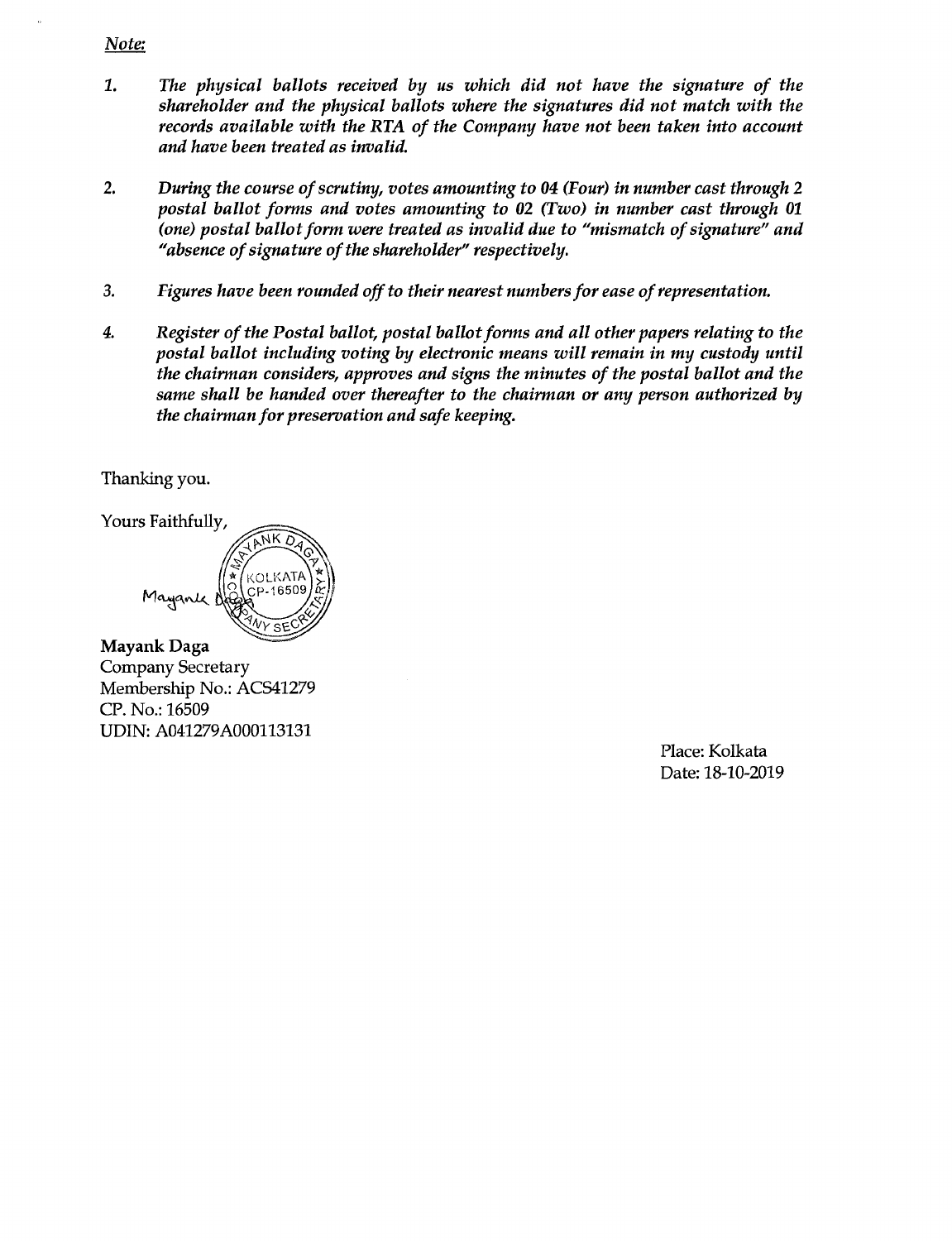*Note:*

1. *The physical ballots received by us which did not have the signature of the shareholder and the physical ballots where the signatures did not match with the records available with the RTA of the Company have not been taken into account and have been treated as invalid.*

2. *During the course of scrutiny, votes amounting to 04 (Four) in number cast through 2 postal ballot forms and votes amounting to 02 (Two) in number cast through 01 (one) postal ballot form were treated as invalid due to "mismatch of signature" and "absence of signature of the shareholder" respectively.*

3. *Figures have been rounded off to their nearest numbers for ease of representation.*

4. *Register of the Postal ballot, postal ballot forms and all other papers relating to the postal ballot including voting by electronic means will remain in my custody until the chairman considers, approves and signs the minutes of the postal ballot and the same shall be handed over thereafter to the chairman or any person authorized by the chairman for preservation and safe keeping.*

Thanking you.

Yours Faithfully,

MAYANK DAGA
KOLKATA
CP-16509
COMPANY SECRETARY

Mayank Daga

**Mayank Daga**
Company Secretary
Membership No.: ACS41279
CP. No.: 16509
UDIN: A041279A000113131

Place: Kolkata
Date: 18-10-2019